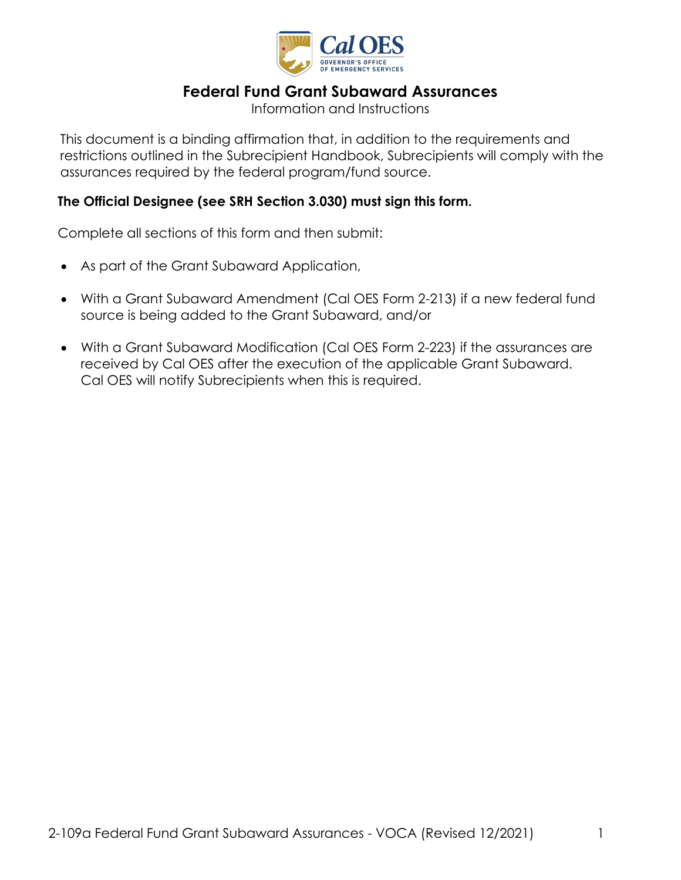# Federal Fund Grant Subaward Assurances

Information and Instructions

This document is a binding affirmation that, in addition to the requirements and restrictions outlined in the Subrecipient Handbook, Subrecipients will comply with the assurances required by the federal program/fund source.

**The Official Designee (see SRH Section 3.030) must sign this form.**

Complete all sections of this form and then submit:

- As part of the Grant Subaward Application,
- With a Grant Subaward Amendment (Cal OES Form 2-213) if a new federal fund source is being added to the Grant Subaward, and/or
- With a Grant Subaward Modification (Cal OES Form 2-223) if the assurances are received by Cal OES after the execution of the applicable Grant Subaward. Cal OES will notify Subrecipients when this is required.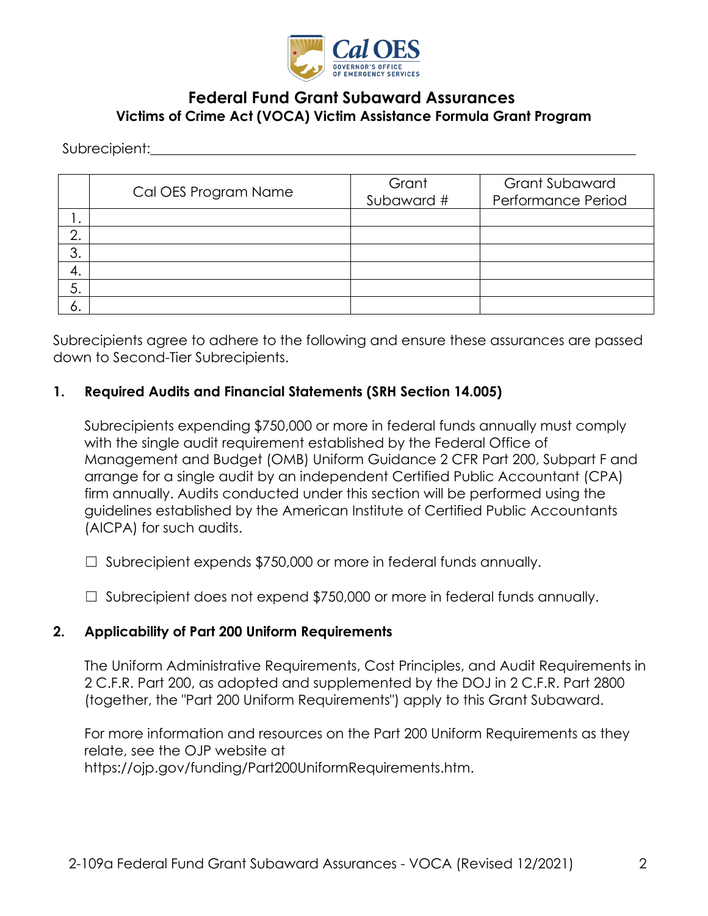# Federal Fund Grant Subaward Assurances

## Victims of Crime Act (VOCA) Victim Assistance Formula Grant Program

Subrecipient:\_\_\_\_\_\_\_\_\_\_\_\_\_\_\_\_\_\_\_\_\_\_\_\_\_\_\_\_\_\_\_\_\_\_\_\_\_\_\_\_\_\_\_\_\_\_\_\_\_\_\_\_\_\_\_\_\_\_\_\_

| | Cal OES Program Name | Grant Subaward # | Grant Subaward Performance Period |
|---|---|---|---|
| 1. | | | |
| 2. | | | |
| 3. | | | |
| 4. | | | |
| 5. | | | |
| 6. | | | |

Subrecipients agree to adhere to the following and ensure these assurances are passed down to Second-Tier Subrecipients.

**1. Required Audits and Financial Statements (SRH Section 14.005)**

Subrecipients expending $750,000 or more in federal funds annually must comply with the single audit requirement established by the Federal Office of Management and Budget (OMB) Uniform Guidance 2 CFR Part 200, Subpart F and arrange for a single audit by an independent Certified Public Accountant (CPA) firm annually. Audits conducted under this section will be performed using the guidelines established by the American Institute of Certified Public Accountants (AICPA) for such audits.

☐ Subrecipient expends $750,000 or more in federal funds annually.

☐ Subrecipient does not expend $750,000 or more in federal funds annually.

**2. Applicability of Part 200 Uniform Requirements**

The Uniform Administrative Requirements, Cost Principles, and Audit Requirements in 2 C.F.R. Part 200, as adopted and supplemented by the DOJ in 2 C.F.R. Part 2800 (together, the "Part 200 Uniform Requirements") apply to this Grant Subaward.

For more information and resources on the Part 200 Uniform Requirements as they relate, see the OJP website at https://ojp.gov/funding/Part200UniformRequirements.htm.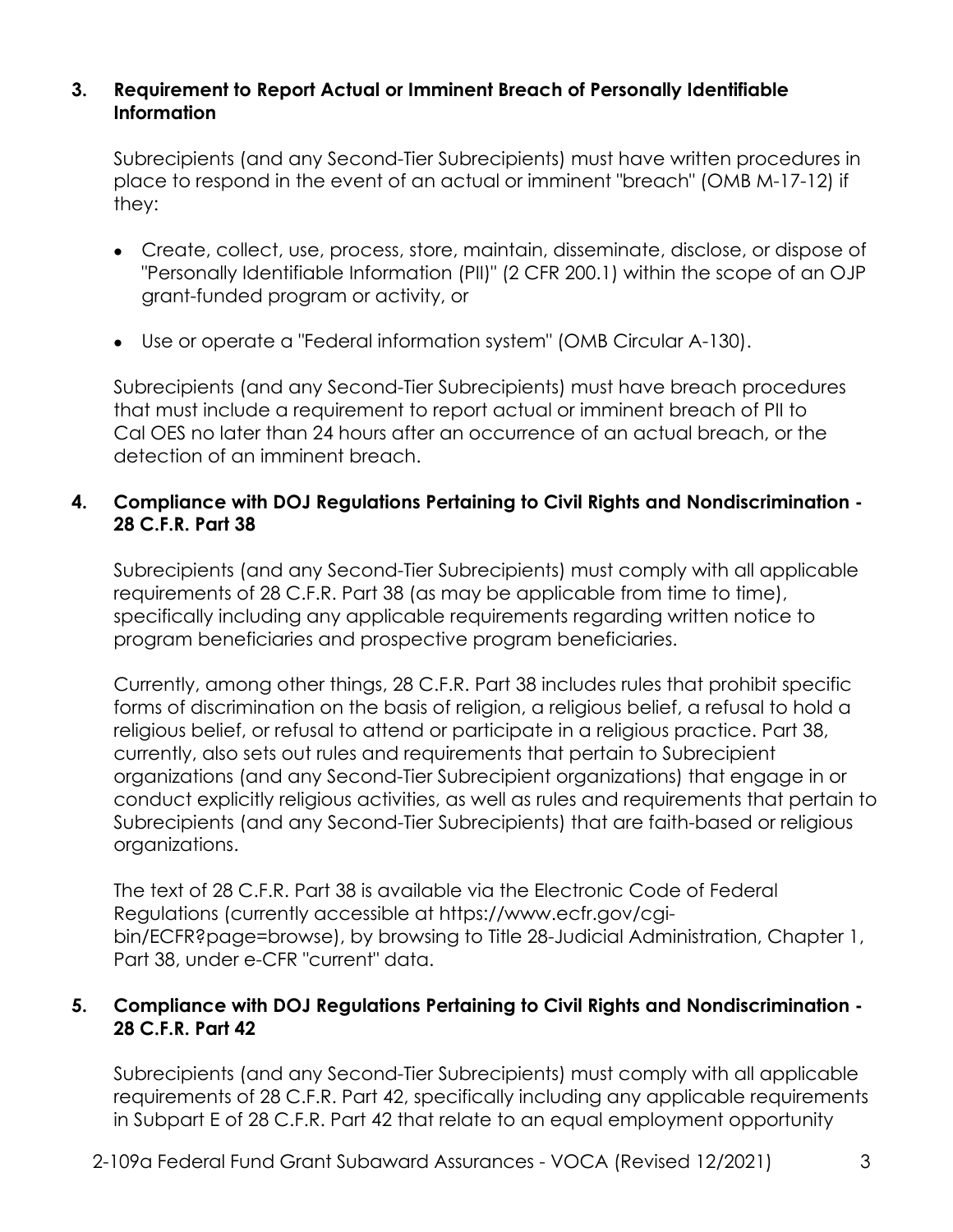### 3. Requirement to Report Actual or Imminent Breach of Personally Identifiable Information

Subrecipients (and any Second-Tier Subrecipients) must have written procedures in place to respond in the event of an actual or imminent "breach" (OMB M-17-12) if they:

- Create, collect, use, process, store, maintain, disseminate, disclose, or dispose of "Personally Identifiable Information (PII)" (2 CFR 200.1) within the scope of an OJP grant-funded program or activity, or
- Use or operate a "Federal information system" (OMB Circular A-130).

Subrecipients (and any Second-Tier Subrecipients) must have breach procedures that must include a requirement to report actual or imminent breach of PII to Cal OES no later than 24 hours after an occurrence of an actual breach, or the detection of an imminent breach.

### 4. Compliance with DOJ Regulations Pertaining to Civil Rights and Nondiscrimination - 28 C.F.R. Part 38

Subrecipients (and any Second-Tier Subrecipients) must comply with all applicable requirements of 28 C.F.R. Part 38 (as may be applicable from time to time), specifically including any applicable requirements regarding written notice to program beneficiaries and prospective program beneficiaries.

Currently, among other things, 28 C.F.R. Part 38 includes rules that prohibit specific forms of discrimination on the basis of religion, a religious belief, a refusal to hold a religious belief, or refusal to attend or participate in a religious practice. Part 38, currently, also sets out rules and requirements that pertain to Subrecipient organizations (and any Second-Tier Subrecipient organizations) that engage in or conduct explicitly religious activities, as well as rules and requirements that pertain to Subrecipients (and any Second-Tier Subrecipients) that are faith-based or religious organizations.

The text of 28 C.F.R. Part 38 is available via the Electronic Code of Federal Regulations (currently accessible at https://www.ecfr.gov/cgi-bin/ECFR?page=browse), by browsing to Title 28-Judicial Administration, Chapter 1, Part 38, under e-CFR "current" data.

### 5. Compliance with DOJ Regulations Pertaining to Civil Rights and Nondiscrimination - 28 C.F.R. Part 42

Subrecipients (and any Second-Tier Subrecipients) must comply with all applicable requirements of 28 C.F.R. Part 42, specifically including any applicable requirements in Subpart E of 28 C.F.R. Part 42 that relate to an equal employment opportunity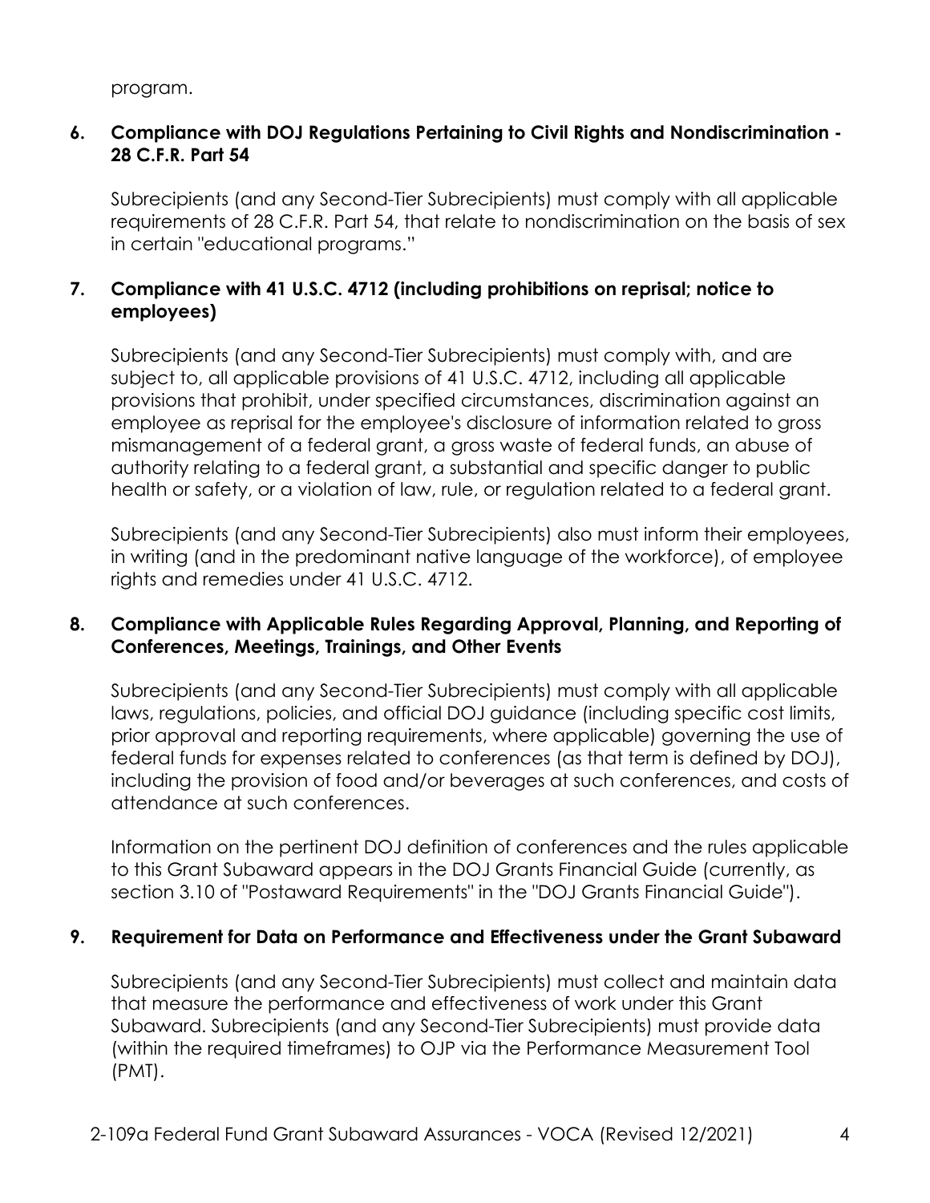program.

**6. Compliance with DOJ Regulations Pertaining to Civil Rights and Nondiscrimination - 28 C.F.R. Part 54**

Subrecipients (and any Second-Tier Subrecipients) must comply with all applicable requirements of 28 C.F.R. Part 54, that relate to nondiscrimination on the basis of sex in certain "educational programs."

**7. Compliance with 41 U.S.C. 4712 (including prohibitions on reprisal; notice to employees)**

Subrecipients (and any Second-Tier Subrecipients) must comply with, and are subject to, all applicable provisions of 41 U.S.C. 4712, including all applicable provisions that prohibit, under specified circumstances, discrimination against an employee as reprisal for the employee's disclosure of information related to gross mismanagement of a federal grant, a gross waste of federal funds, an abuse of authority relating to a federal grant, a substantial and specific danger to public health or safety, or a violation of law, rule, or regulation related to a federal grant.

Subrecipients (and any Second-Tier Subrecipients) also must inform their employees, in writing (and in the predominant native language of the workforce), of employee rights and remedies under 41 U.S.C. 4712.

**8. Compliance with Applicable Rules Regarding Approval, Planning, and Reporting of Conferences, Meetings, Trainings, and Other Events**

Subrecipients (and any Second-Tier Subrecipients) must comply with all applicable laws, regulations, policies, and official DOJ guidance (including specific cost limits, prior approval and reporting requirements, where applicable) governing the use of federal funds for expenses related to conferences (as that term is defined by DOJ), including the provision of food and/or beverages at such conferences, and costs of attendance at such conferences.

Information on the pertinent DOJ definition of conferences and the rules applicable to this Grant Subaward appears in the DOJ Grants Financial Guide (currently, as section 3.10 of "Postaward Requirements" in the "DOJ Grants Financial Guide").

**9. Requirement for Data on Performance and Effectiveness under the Grant Subaward**

Subrecipients (and any Second-Tier Subrecipients) must collect and maintain data that measure the performance and effectiveness of work under this Grant Subaward. Subrecipients (and any Second-Tier Subrecipients) must provide data (within the required timeframes) to OJP via the Performance Measurement Tool (PMT).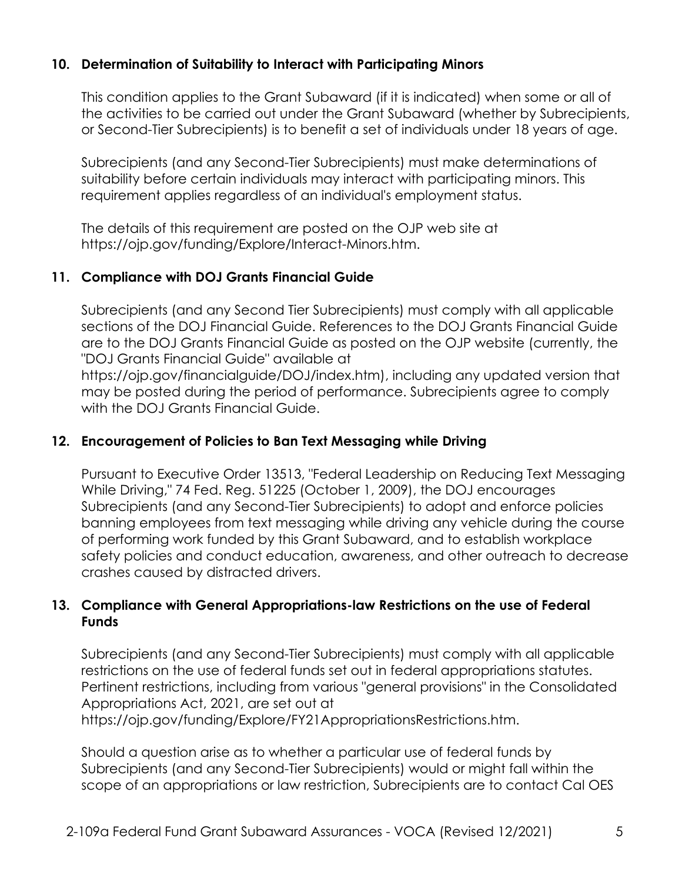### 10. Determination of Suitability to Interact with Participating Minors

This condition applies to the Grant Subaward (if it is indicated) when some or all of the activities to be carried out under the Grant Subaward (whether by Subrecipients, or Second-Tier Subrecipients) is to benefit a set of individuals under 18 years of age.

Subrecipients (and any Second-Tier Subrecipients) must make determinations of suitability before certain individuals may interact with participating minors. This requirement applies regardless of an individual's employment status.

The details of this requirement are posted on the OJP web site at https://ojp.gov/funding/Explore/Interact-Minors.htm.

### 11. Compliance with DOJ Grants Financial Guide

Subrecipients (and any Second Tier Subrecipients) must comply with all applicable sections of the DOJ Financial Guide. References to the DOJ Grants Financial Guide are to the DOJ Grants Financial Guide as posted on the OJP website (currently, the "DOJ Grants Financial Guide" available at https://ojp.gov/financialguide/DOJ/index.htm), including any updated version that may be posted during the period of performance. Subrecipients agree to comply with the DOJ Grants Financial Guide.

### 12. Encouragement of Policies to Ban Text Messaging while Driving

Pursuant to Executive Order 13513, "Federal Leadership on Reducing Text Messaging While Driving," 74 Fed. Reg. 51225 (October 1, 2009), the DOJ encourages Subrecipients (and any Second-Tier Subrecipients) to adopt and enforce policies banning employees from text messaging while driving any vehicle during the course of performing work funded by this Grant Subaward, and to establish workplace safety policies and conduct education, awareness, and other outreach to decrease crashes caused by distracted drivers.

### 13. Compliance with General Appropriations-law Restrictions on the use of Federal Funds

Subrecipients (and any Second-Tier Subrecipients) must comply with all applicable restrictions on the use of federal funds set out in federal appropriations statutes. Pertinent restrictions, including from various "general provisions" in the Consolidated Appropriations Act, 2021, are set out at https://ojp.gov/funding/Explore/FY21AppropriationsRestrictions.htm.

Should a question arise as to whether a particular use of federal funds by Subrecipients (and any Second-Tier Subrecipients) would or might fall within the scope of an appropriations or law restriction, Subrecipients are to contact Cal OES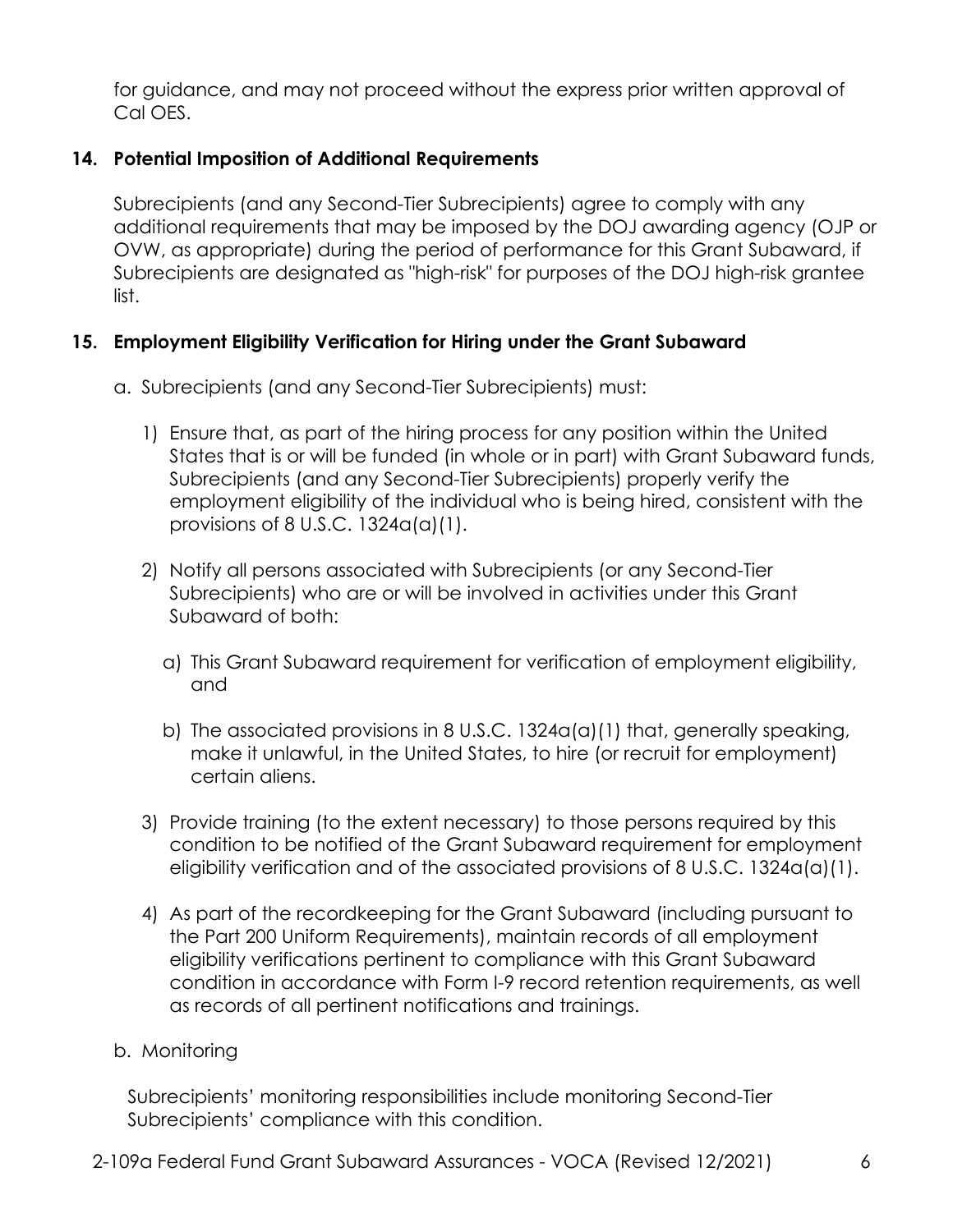for guidance, and may not proceed without the express prior written approval of Cal OES.

### 14. Potential Imposition of Additional Requirements

Subrecipients (and any Second-Tier Subrecipients) agree to comply with any additional requirements that may be imposed by the DOJ awarding agency (OJP or OVW, as appropriate) during the period of performance for this Grant Subaward, if Subrecipients are designated as "high-risk" for purposes of the DOJ high-risk grantee list.

### 15. Employment Eligibility Verification for Hiring under the Grant Subaward

a. Subrecipients (and any Second-Tier Subrecipients) must:

1) Ensure that, as part of the hiring process for any position within the United States that is or will be funded (in whole or in part) with Grant Subaward funds, Subrecipients (and any Second-Tier Subrecipients) properly verify the employment eligibility of the individual who is being hired, consistent with the provisions of 8 U.S.C. 1324a(a)(1).

2) Notify all persons associated with Subrecipients (or any Second-Tier Subrecipients) who are or will be involved in activities under this Grant Subaward of both:

   a) This Grant Subaward requirement for verification of employment eligibility, and

   b) The associated provisions in 8 U.S.C. 1324a(a)(1) that, generally speaking, make it unlawful, in the United States, to hire (or recruit for employment) certain aliens.

3) Provide training (to the extent necessary) to those persons required by this condition to be notified of the Grant Subaward requirement for employment eligibility verification and of the associated provisions of 8 U.S.C. 1324a(a)(1).

4) As part of the recordkeeping for the Grant Subaward (including pursuant to the Part 200 Uniform Requirements), maintain records of all employment eligibility verifications pertinent to compliance with this Grant Subaward condition in accordance with Form I-9 record retention requirements, as well as records of all pertinent notifications and trainings.

b. Monitoring

Subrecipients' monitoring responsibilities include monitoring Second-Tier Subrecipients' compliance with this condition.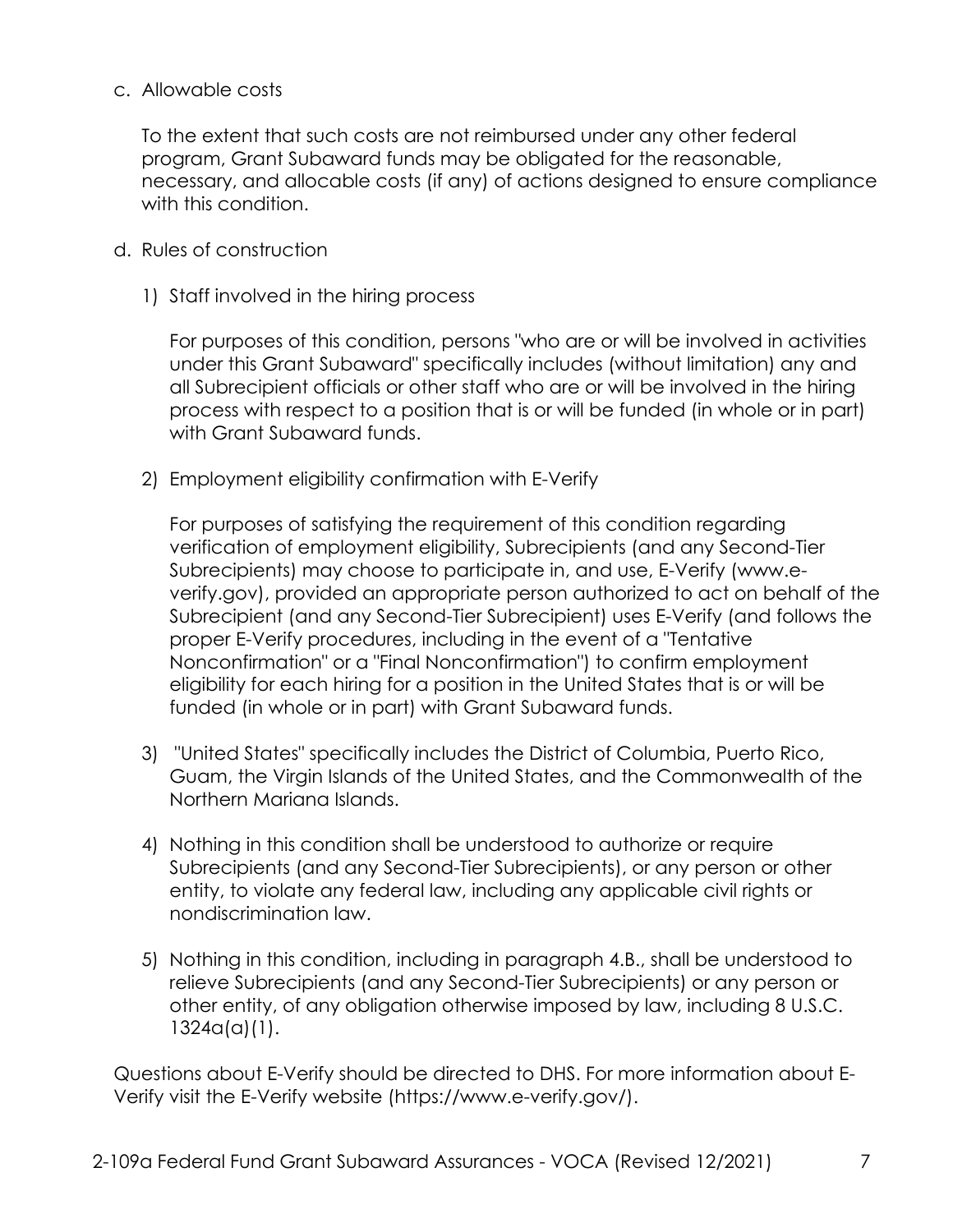c. Allowable costs

   To the extent that such costs are not reimbursed under any other federal program, Grant Subaward funds may be obligated for the reasonable, necessary, and allocable costs (if any) of actions designed to ensure compliance with this condition.

d. Rules of construction

   1) Staff involved in the hiring process

      For purposes of this condition, persons "who are or will be involved in activities under this Grant Subaward" specifically includes (without limitation) any and all Subrecipient officials or other staff who are or will be involved in the hiring process with respect to a position that is or will be funded (in whole or in part) with Grant Subaward funds.

   2) Employment eligibility confirmation with E-Verify

      For purposes of satisfying the requirement of this condition regarding verification of employment eligibility, Subrecipients (and any Second-Tier Subrecipients) may choose to participate in, and use, E-Verify (www.e-verify.gov), provided an appropriate person authorized to act on behalf of the Subrecipient (and any Second-Tier Subrecipient) uses E-Verify (and follows the proper E-Verify procedures, including in the event of a "Tentative Nonconfirmation" or a "Final Nonconfirmation") to confirm employment eligibility for each hiring for a position in the United States that is or will be funded (in whole or in part) with Grant Subaward funds.

   3) "United States" specifically includes the District of Columbia, Puerto Rico, Guam, the Virgin Islands of the United States, and the Commonwealth of the Northern Mariana Islands.

   4) Nothing in this condition shall be understood to authorize or require Subrecipients (and any Second-Tier Subrecipients), or any person or other entity, to violate any federal law, including any applicable civil rights or nondiscrimination law.

   5) Nothing in this condition, including in paragraph 4.B., shall be understood to relieve Subrecipients (and any Second-Tier Subrecipients) or any person or other entity, of any obligation otherwise imposed by law, including 8 U.S.C. 1324a(a)(1).

Questions about E-Verify should be directed to DHS. For more information about E-Verify visit the E-Verify website (https://www.e-verify.gov/).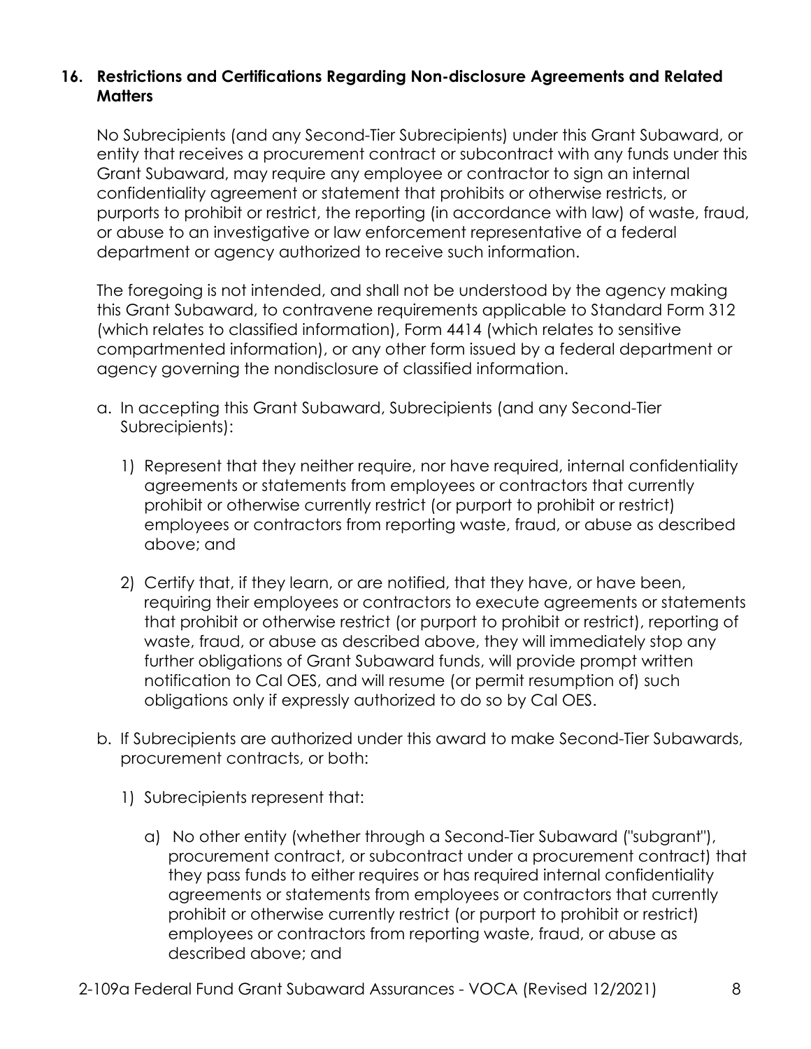### 16. Restrictions and Certifications Regarding Non-disclosure Agreements and Related Matters

No Subrecipients (and any Second-Tier Subrecipients) under this Grant Subaward, or entity that receives a procurement contract or subcontract with any funds under this Grant Subaward, may require any employee or contractor to sign an internal confidentiality agreement or statement that prohibits or otherwise restricts, or purports to prohibit or restrict, the reporting (in accordance with law) of waste, fraud, or abuse to an investigative or law enforcement representative of a federal department or agency authorized to receive such information.

The foregoing is not intended, and shall not be understood by the agency making this Grant Subaward, to contravene requirements applicable to Standard Form 312 (which relates to classified information), Form 4414 (which relates to sensitive compartmented information), or any other form issued by a federal department or agency governing the nondisclosure of classified information.

a. In accepting this Grant Subaward, Subrecipients (and any Second-Tier Subrecipients):

   1) Represent that they neither require, nor have required, internal confidentiality agreements or statements from employees or contractors that currently prohibit or otherwise currently restrict (or purport to prohibit or restrict) employees or contractors from reporting waste, fraud, or abuse as described above; and

   2) Certify that, if they learn, or are notified, that they have, or have been, requiring their employees or contractors to execute agreements or statements that prohibit or otherwise restrict (or purport to prohibit or restrict), reporting of waste, fraud, or abuse as described above, they will immediately stop any further obligations of Grant Subaward funds, will provide prompt written notification to Cal OES, and will resume (or permit resumption of) such obligations only if expressly authorized to do so by Cal OES.

b. If Subrecipients are authorized under this award to make Second-Tier Subawards, procurement contracts, or both:

   1) Subrecipients represent that:

      a) No other entity (whether through a Second-Tier Subaward ("subgrant"), procurement contract, or subcontract under a procurement contract) that they pass funds to either requires or has required internal confidentiality agreements or statements from employees or contractors that currently prohibit or otherwise currently restrict (or purport to prohibit or restrict) employees or contractors from reporting waste, fraud, or abuse as described above; and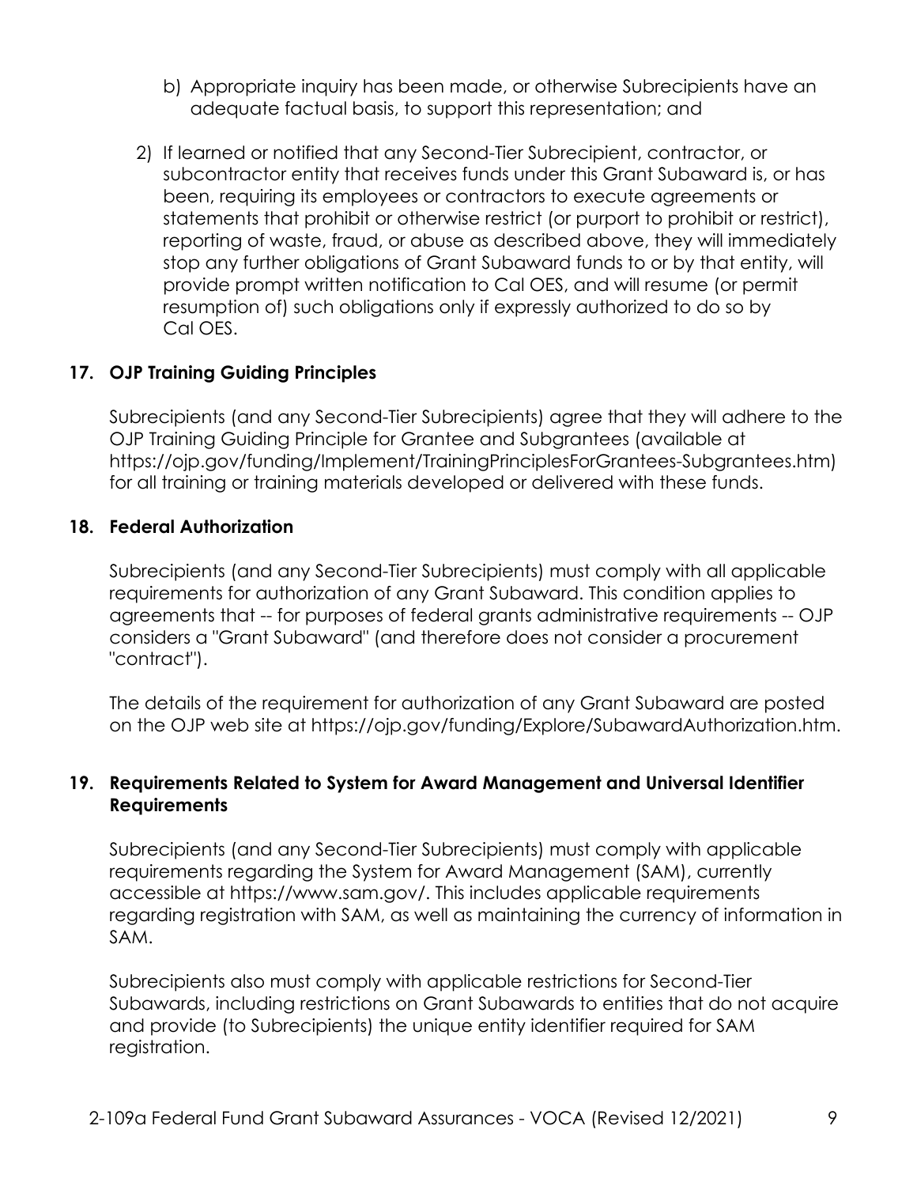b) Appropriate inquiry has been made, or otherwise Subrecipients have an adequate factual basis, to support this representation; and

2) If learned or notified that any Second-Tier Subrecipient, contractor, or subcontractor entity that receives funds under this Grant Subaward is, or has been, requiring its employees or contractors to execute agreements or statements that prohibit or otherwise restrict (or purport to prohibit or restrict), reporting of waste, fraud, or abuse as described above, they will immediately stop any further obligations of Grant Subaward funds to or by that entity, will provide prompt written notification to Cal OES, and will resume (or permit resumption of) such obligations only if expressly authorized to do so by Cal OES.

**17. OJP Training Guiding Principles**

Subrecipients (and any Second-Tier Subrecipients) agree that they will adhere to the OJP Training Guiding Principle for Grantee and Subgrantees (available at https://ojp.gov/funding/Implement/TrainingPrinciplesForGrantees-Subgrantees.htm) for all training or training materials developed or delivered with these funds.

**18. Federal Authorization**

Subrecipients (and any Second-Tier Subrecipients) must comply with all applicable requirements for authorization of any Grant Subaward. This condition applies to agreements that -- for purposes of federal grants administrative requirements -- OJP considers a "Grant Subaward" (and therefore does not consider a procurement "contract").

The details of the requirement for authorization of any Grant Subaward are posted on the OJP web site at https://ojp.gov/funding/Explore/SubawardAuthorization.htm.

**19. Requirements Related to System for Award Management and Universal Identifier Requirements**

Subrecipients (and any Second-Tier Subrecipients) must comply with applicable requirements regarding the System for Award Management (SAM), currently accessible at https://www.sam.gov/. This includes applicable requirements regarding registration with SAM, as well as maintaining the currency of information in SAM.

Subrecipients also must comply with applicable restrictions for Second-Tier Subawards, including restrictions on Grant Subawards to entities that do not acquire and provide (to Subrecipients) the unique entity identifier required for SAM registration.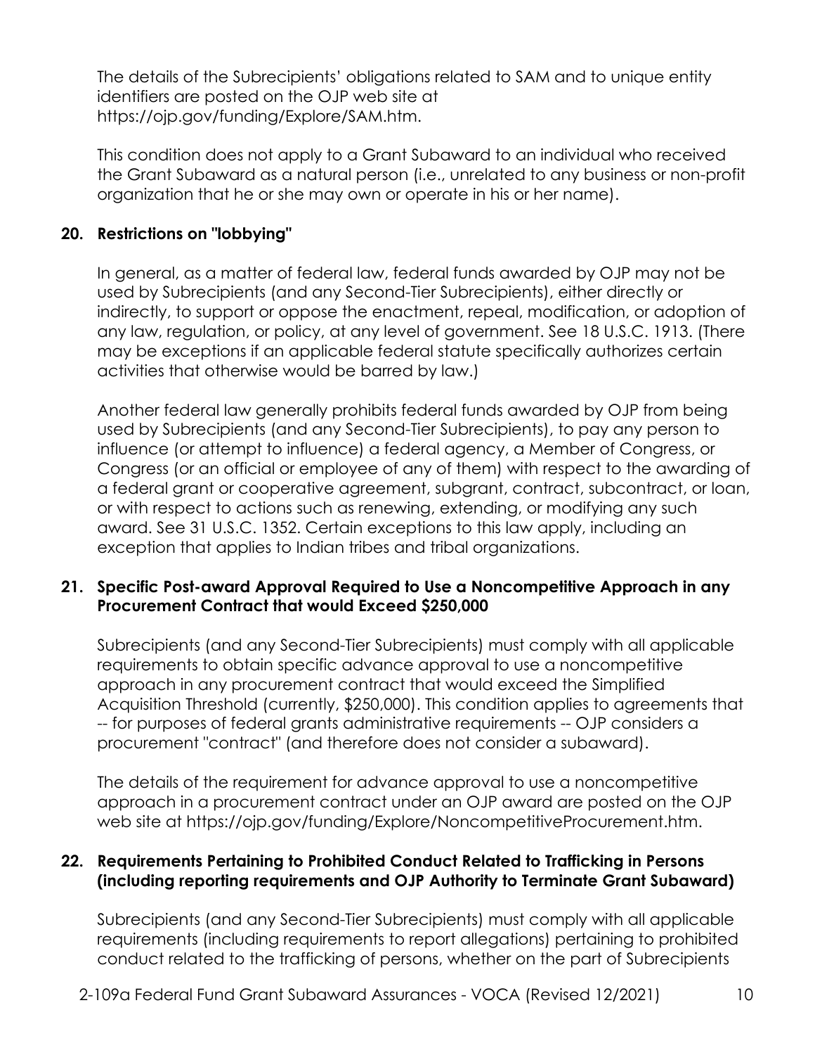The details of the Subrecipients' obligations related to SAM and to unique entity identifiers are posted on the OJP web site at https://ojp.gov/funding/Explore/SAM.htm.

This condition does not apply to a Grant Subaward to an individual who received the Grant Subaward as a natural person (i.e., unrelated to any business or non-profit organization that he or she may own or operate in his or her name).

**20. Restrictions on "lobbying"**

In general, as a matter of federal law, federal funds awarded by OJP may not be used by Subrecipients (and any Second-Tier Subrecipients), either directly or indirectly, to support or oppose the enactment, repeal, modification, or adoption of any law, regulation, or policy, at any level of government. See 18 U.S.C. 1913. (There may be exceptions if an applicable federal statute specifically authorizes certain activities that otherwise would be barred by law.)

Another federal law generally prohibits federal funds awarded by OJP from being used by Subrecipients (and any Second-Tier Subrecipients), to pay any person to influence (or attempt to influence) a federal agency, a Member of Congress, or Congress (or an official or employee of any of them) with respect to the awarding of a federal grant or cooperative agreement, subgrant, contract, subcontract, or loan, or with respect to actions such as renewing, extending, or modifying any such award. See 31 U.S.C. 1352. Certain exceptions to this law apply, including an exception that applies to Indian tribes and tribal organizations.

**21. Specific Post-award Approval Required to Use a Noncompetitive Approach in any Procurement Contract that would Exceed $250,000**

Subrecipients (and any Second-Tier Subrecipients) must comply with all applicable requirements to obtain specific advance approval to use a noncompetitive approach in any procurement contract that would exceed the Simplified Acquisition Threshold (currently, $250,000). This condition applies to agreements that -- for purposes of federal grants administrative requirements -- OJP considers a procurement "contract" (and therefore does not consider a subaward).

The details of the requirement for advance approval to use a noncompetitive approach in a procurement contract under an OJP award are posted on the OJP web site at https://ojp.gov/funding/Explore/NoncompetitiveProcurement.htm.

**22. Requirements Pertaining to Prohibited Conduct Related to Trafficking in Persons (including reporting requirements and OJP Authority to Terminate Grant Subaward)**

Subrecipients (and any Second-Tier Subrecipients) must comply with all applicable requirements (including requirements to report allegations) pertaining to prohibited conduct related to the trafficking of persons, whether on the part of Subrecipients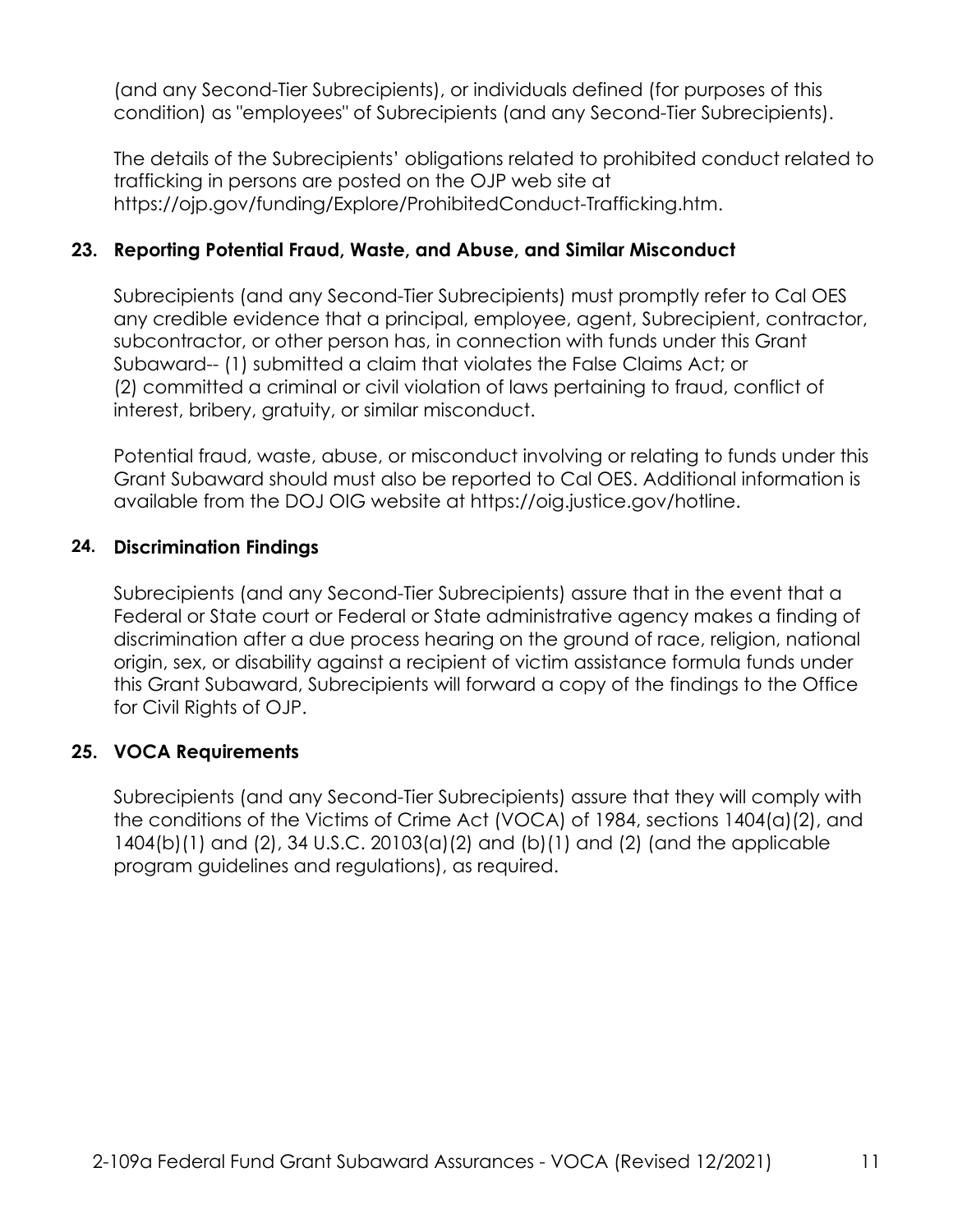(and any Second-Tier Subrecipients), or individuals defined (for purposes of this condition) as "employees" of Subrecipients (and any Second-Tier Subrecipients).

The details of the Subrecipients' obligations related to prohibited conduct related to trafficking in persons are posted on the OJP web site at https://ojp.gov/funding/Explore/ProhibitedConduct-Trafficking.htm.

## 23. Reporting Potential Fraud, Waste, and Abuse, and Similar Misconduct

Subrecipients (and any Second-Tier Subrecipients) must promptly refer to Cal OES any credible evidence that a principal, employee, agent, Subrecipient, contractor, subcontractor, or other person has, in connection with funds under this Grant Subaward-- (1) submitted a claim that violates the False Claims Act; or (2) committed a criminal or civil violation of laws pertaining to fraud, conflict of interest, bribery, gratuity, or similar misconduct.

Potential fraud, waste, abuse, or misconduct involving or relating to funds under this Grant Subaward should must also be reported to Cal OES. Additional information is available from the DOJ OIG website at https://oig.justice.gov/hotline.

## 24. Discrimination Findings

Subrecipients (and any Second-Tier Subrecipients) assure that in the event that a Federal or State court or Federal or State administrative agency makes a finding of discrimination after a due process hearing on the ground of race, religion, national origin, sex, or disability against a recipient of victim assistance formula funds under this Grant Subaward, Subrecipients will forward a copy of the findings to the Office for Civil Rights of OJP.

## 25. VOCA Requirements

Subrecipients (and any Second-Tier Subrecipients) assure that they will comply with the conditions of the Victims of Crime Act (VOCA) of 1984, sections 1404(a)(2), and 1404(b)(1) and (2), 34 U.S.C. 20103(a)(2) and (b)(1) and (2) (and the applicable program guidelines and regulations), as required.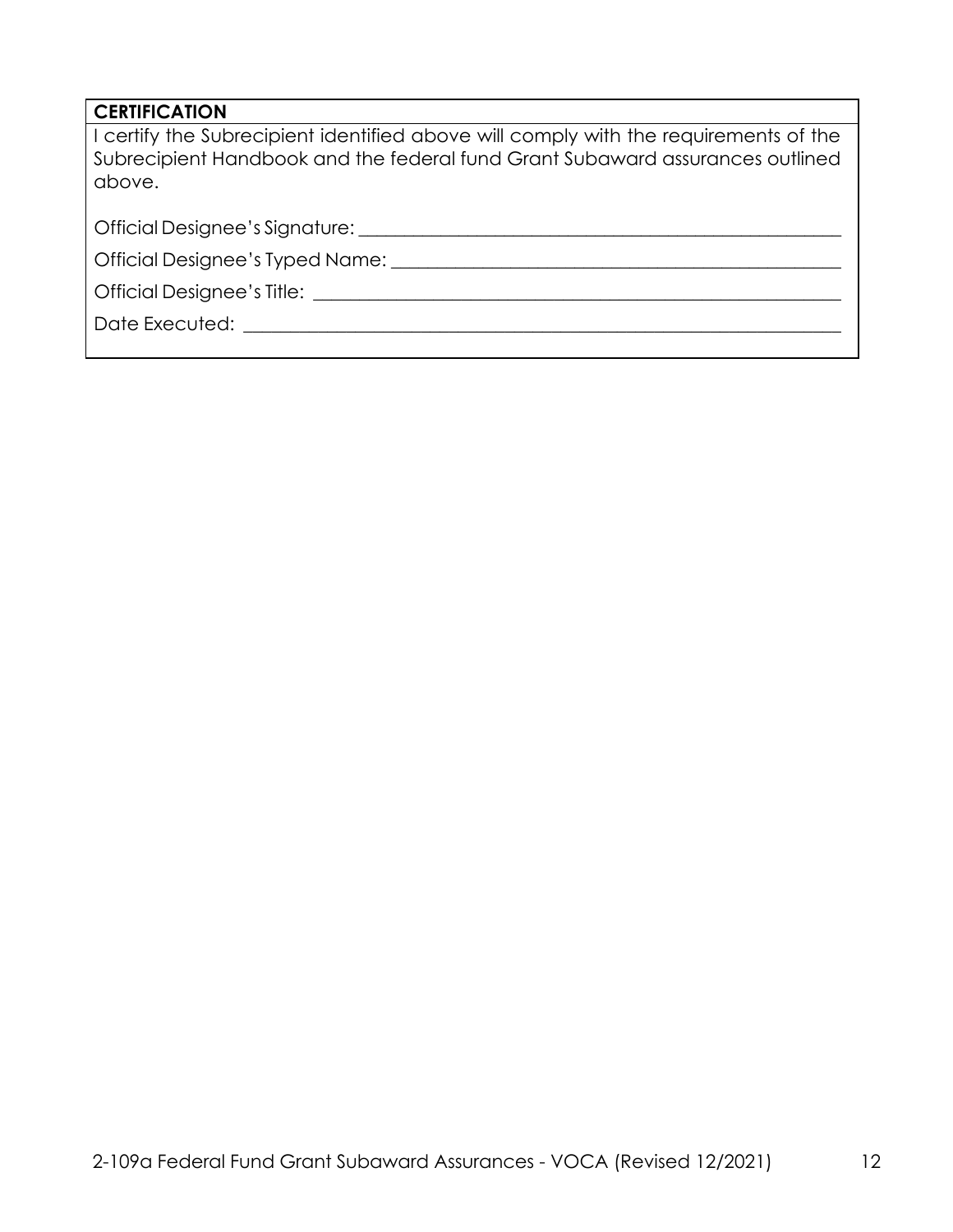**CERTIFICATION**

I certify the Subrecipient identified above will comply with the requirements of the Subrecipient Handbook and the federal fund Grant Subaward assurances outlined above.

Official Designee's Signature: ______________________________________________

Official Designee's Typed Name: ____________________________________________

Official Designee's Title: __________________________________________________

Date Executed: ________________________________________________________